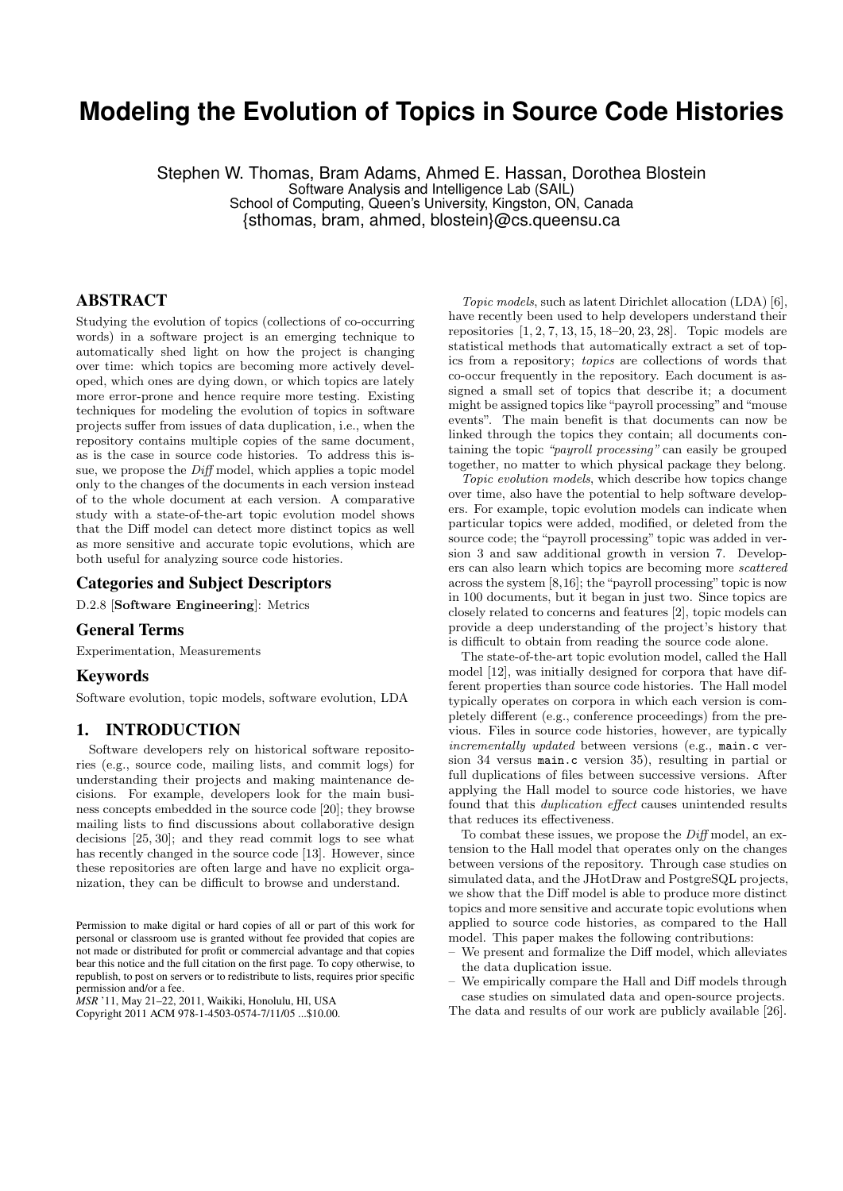# Modeling the Evolution of Topics in Source Code Histories

Stephen W. Thomas, Bram Adams, Ahmed E. Hassan, Dorothea Blostein
Software Analysis and Intelligence Lab (SAIL)
School of Computing, Queen's University, Kingston, ON, Canada
{sthomas, bram, ahmed, blostein}@cs.queensu.ca

## ABSTRACT

Studying the evolution of topics (collections of co-occurring words) in a software project is an emerging technique to automatically shed light on how the project is changing over time: which topics are becoming more actively developed, which ones are dying down, or which topics are lately more error-prone and hence require more testing. Existing techniques for modeling the evolution of topics in software projects suffer from issues of data duplication, i.e., when the repository contains multiple copies of the same document, as is the case in source code histories. To address this issue, we propose the *Diff* model, which applies a topic model only to the changes of the documents in each version instead of to the whole document at each version. A comparative study with a state-of-the-art topic evolution model shows that the Diff model can detect more distinct topics as well as more sensitive and accurate topic evolutions, which are both useful for analyzing source code histories.

### Categories and Subject Descriptors

D.2.8 [**Software Engineering**]: Metrics

### General Terms

Experimentation, Measurements

### Keywords

Software evolution, topic models, software evolution, LDA

## 1. INTRODUCTION

Software developers rely on historical software repositories (e.g., source code, mailing lists, and commit logs) for understanding their projects and making maintenance decisions. For example, developers look for the main business concepts embedded in the source code [20]; they browse mailing lists to find discussions about collaborative design decisions [25, 30]; and they read commit logs to see what has recently changed in the source code [13]. However, since these repositories are often large and have no explicit organization, they can be difficult to browse and understand.

Permission to make digital or hard copies of all or part of this work for personal or classroom use is granted without fee provided that copies are not made or distributed for profit or commercial advantage and that copies bear this notice and the full citation on the first page. To copy otherwise, to republish, to post on servers or to redistribute to lists, requires prior specific permission and/or a fee.
*MSR* '11, May 21–22, 2011, Waikiki, Honolulu, HI, USA
Copyright 2011 ACM 978-1-4503-0574-7/11/05 ...$10.00.

*Topic models*, such as latent Dirichlet allocation (LDA) [6], have recently been used to help developers understand their repositories [1, 2, 7, 13, 15, 18–20, 23, 28]. Topic models are statistical methods that automatically extract a set of topics from a repository; *topics* are collections of words that co-occur frequently in the repository. Each document is assigned a small set of topics that describe it; a document might be assigned topics like "payroll processing" and "mouse events". The main benefit is that documents can now be linked through the topics they contain; all documents containing the topic *"payroll processing"* can easily be grouped together, no matter to which physical package they belong.

*Topic evolution models*, which describe how topics change over time, also have the potential to help software developers. For example, topic evolution models can indicate when particular topics were added, modified, or deleted from the source code; the "payroll processing" topic was added in version 3 and saw additional growth in version 7. Developers can also learn which topics are becoming more *scattered* across the system [8,16]; the "payroll processing" topic is now in 100 documents, but it began in just two. Since topics are closely related to concerns and features [2], topic models can provide a deep understanding of the project's history that is difficult to obtain from reading the source code alone.

The state-of-the-art topic evolution model, called the Hall model [12], was initially designed for corpora that have different properties than source code histories. The Hall model typically operates on corpora in which each version is completely different (e.g., conference proceedings) from the previous. Files in source code histories, however, are typically *incrementally updated* between versions (e.g., `main.c` version 34 versus `main.c` version 35), resulting in partial or full duplications of files between successive versions. After applying the Hall model to source code histories, we have found that this *duplication effect* causes unintended results that reduces its effectiveness.

To combat these issues, we propose the *Diff* model, an extension to the Hall model that operates only on the changes between versions of the repository. Through case studies on simulated data, and the JHotDraw and PostgreSQL projects, we show that the Diff model is able to produce more distinct topics and more sensitive and accurate topic evolutions when applied to source code histories, as compared to the Hall model. This paper makes the following contributions:

- We present and formalize the Diff model, which alleviates the data duplication issue.
- We empirically compare the Hall and Diff models through case studies on simulated data and open-source projects.

The data and results of our work are publicly available [26].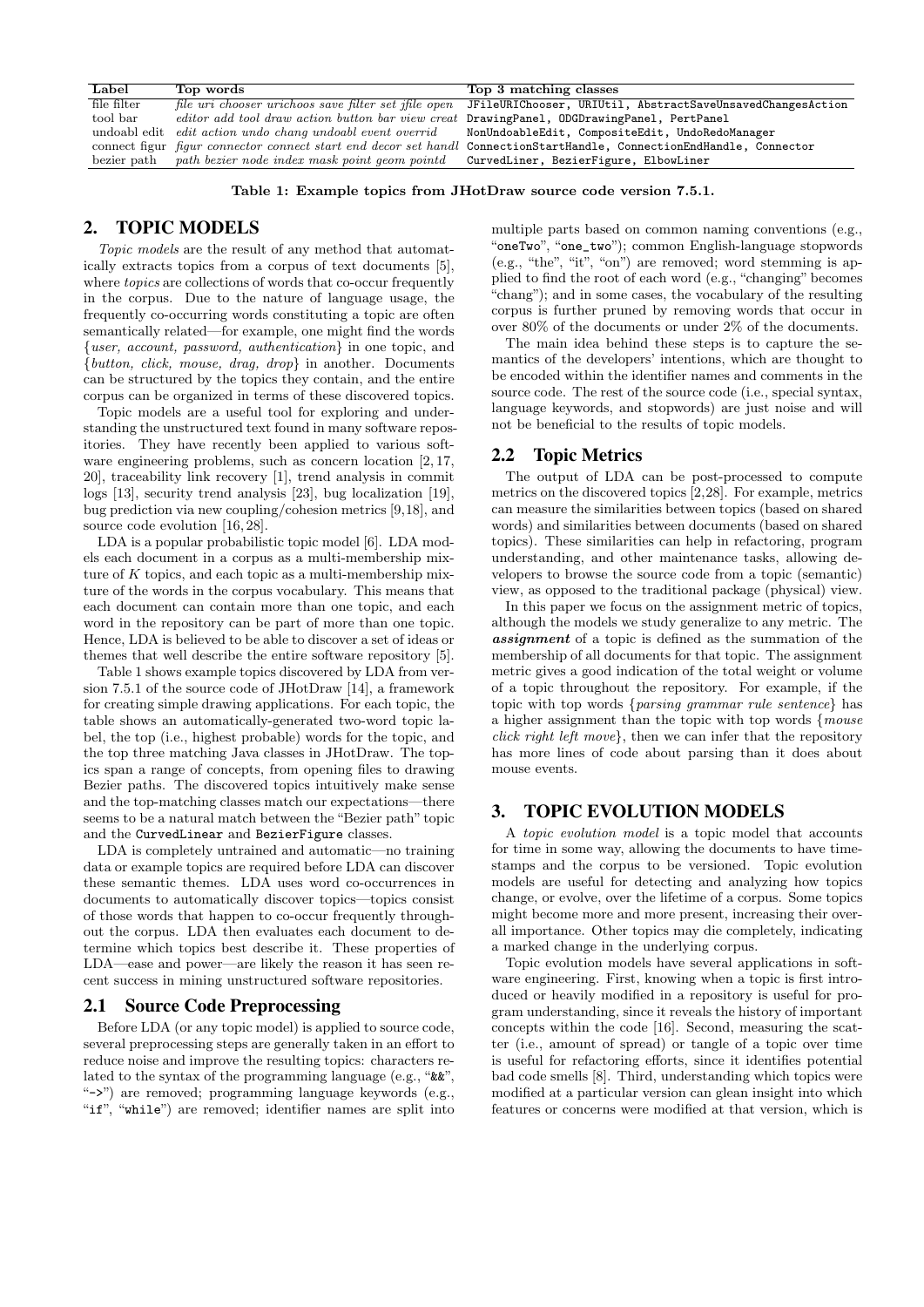| Label | Top words | Top 3 matching classes |
|---|---|---|
| file filter | *file uri chooser urichoos save filter set jfile open* | JFileURIChooser, URIUtil, AbstractSaveUnsavedChangesAction |
| tool bar | *editor add tool draw action button bar view creat* | DrawingPanel, ODGDrawingPanel, PertPanel |
| undoabl edit | *edit action undo chang undoabl event overrid* | NonUndoableEdit, CompositeEdit, UndoRedoManager |
| connect figur | *figur connector connect start end decor set handl* | ConnectionStartHandle, ConnectionEndHandle, Connector |
| bezier path | *path bezier node index mask point geom pointd* | CurvedLiner, BezierFigure, ElbowLiner |

**Table 1: Example topics from JHotDraw source code version 7.5.1.**

## 2. TOPIC MODELS

*Topic models* are the result of any method that automatically extracts topics from a corpus of text documents [5], where *topics* are collections of words that co-occur frequently in the corpus. Due to the nature of language usage, the frequently co-occurring words constituting a topic are often semantically related—for example, one might find the words {*user, account, password, authentication*} in one topic, and {*button, click, mouse, drag, drop*} in another. Documents can be structured by the topics they contain, and the entire corpus can be organized in terms of these discovered topics.

Topic models are a useful tool for exploring and understanding the unstructured text found in many software repositories. They have recently been applied to various software engineering problems, such as concern location [2, 17, 20], traceability link recovery [1], trend analysis in commit logs [13], security trend analysis [23], bug localization [19], bug prediction via new coupling/cohesion metrics [9,18], and source code evolution [16, 28].

LDA is a popular probabilistic topic model [6]. LDA models each document in a corpus as a multi-membership mixture of $K$ topics, and each topic as a multi-membership mixture of the words in the corpus vocabulary. This means that each document can contain more than one topic, and each word in the repository can be part of more than one topic. Hence, LDA is believed to be able to discover a set of ideas or themes that well describe the entire software repository [5].

Table 1 shows example topics discovered by LDA from version 7.5.1 of the source code of JHotDraw [14], a framework for creating simple drawing applications. For each topic, the table shows an automatically-generated two-word topic label, the top (i.e., highest probable) words for the topic, and the top three matching Java classes in JHotDraw. The topics span a range of concepts, from opening files to drawing Bezier paths. The discovered topics intuitively make sense and the top-matching classes match our expectations—there seems to be a natural match between the "Bezier path" topic and the CurvedLinear and BezierFigure classes.

LDA is completely untrained and automatic—no training data or example topics are required before LDA can discover these semantic themes. LDA uses word co-occurrences in documents to automatically discover topics—topics consist of those words that happen to co-occur frequently throughout the corpus. LDA then evaluates each document to determine which topics best describe it. These properties of LDA—ease and power—are likely the reason it has seen recent success in mining unstructured software repositories.

### 2.1 Source Code Preprocessing

Before LDA (or any topic model) is applied to source code, several preprocessing steps are generally taken in an effort to reduce noise and improve the resulting topics: characters related to the syntax of the programming language (e.g., "&&", "->") are removed; programming language keywords (e.g., "if", "while") are removed; identifier names are split into multiple parts based on common naming conventions (e.g., "oneTwo", "one_two"); common English-language stopwords (e.g., "the", "it", "on") are removed; word stemming is applied to find the root of each word (e.g., "changing" becomes "chang"); and in some cases, the vocabulary of the resulting corpus is further pruned by removing words that occur in over 80% of the documents or under 2% of the documents.

The main idea behind these steps is to capture the semantics of the developers' intentions, which are thought to be encoded within the identifier names and comments in the source code. The rest of the source code (i.e., special syntax, language keywords, and stopwords) are just noise and will not be beneficial to the results of topic models.

### 2.2 Topic Metrics

The output of LDA can be post-processed to compute metrics on the discovered topics [2,28]. For example, metrics can measure the similarities between topics (based on shared words) and similarities between documents (based on shared topics). These similarities can help in refactoring, program understanding, and other maintenance tasks, allowing developers to browse the source code from a topic (semantic) view, as opposed to the traditional package (physical) view.

In this paper we focus on the assignment metric of topics, although the models we study generalize to any metric. The ***assignment*** of a topic is defined as the summation of the membership of all documents for that topic. The assignment metric gives a good indication of the total weight or volume of a topic throughout the repository. For example, if the topic with top words {*parsing grammar rule sentence*} has a higher assignment than the topic with top words {*mouse click right left move*}, then we can infer that the repository has more lines of code about parsing than it does about mouse events.

## 3. TOPIC EVOLUTION MODELS

A *topic evolution model* is a topic model that accounts for time in some way, allowing the documents to have timestamps and the corpus to be versioned. Topic evolution models are useful for detecting and analyzing how topics change, or evolve, over the lifetime of a corpus. Some topics might become more and more present, increasing their overall importance. Other topics may die completely, indicating a marked change in the underlying corpus.

Topic evolution models have several applications in software engineering. First, knowing when a topic is first introduced or heavily modified in a repository is useful for program understanding, since it reveals the history of important concepts within the code [16]. Second, measuring the scatter (i.e., amount of spread) or tangle of a topic over time is useful for refactoring efforts, since it identifies potential bad code smells [8]. Third, understanding which topics were modified at a particular version can glean insight into which features or concerns were modified at that version, which is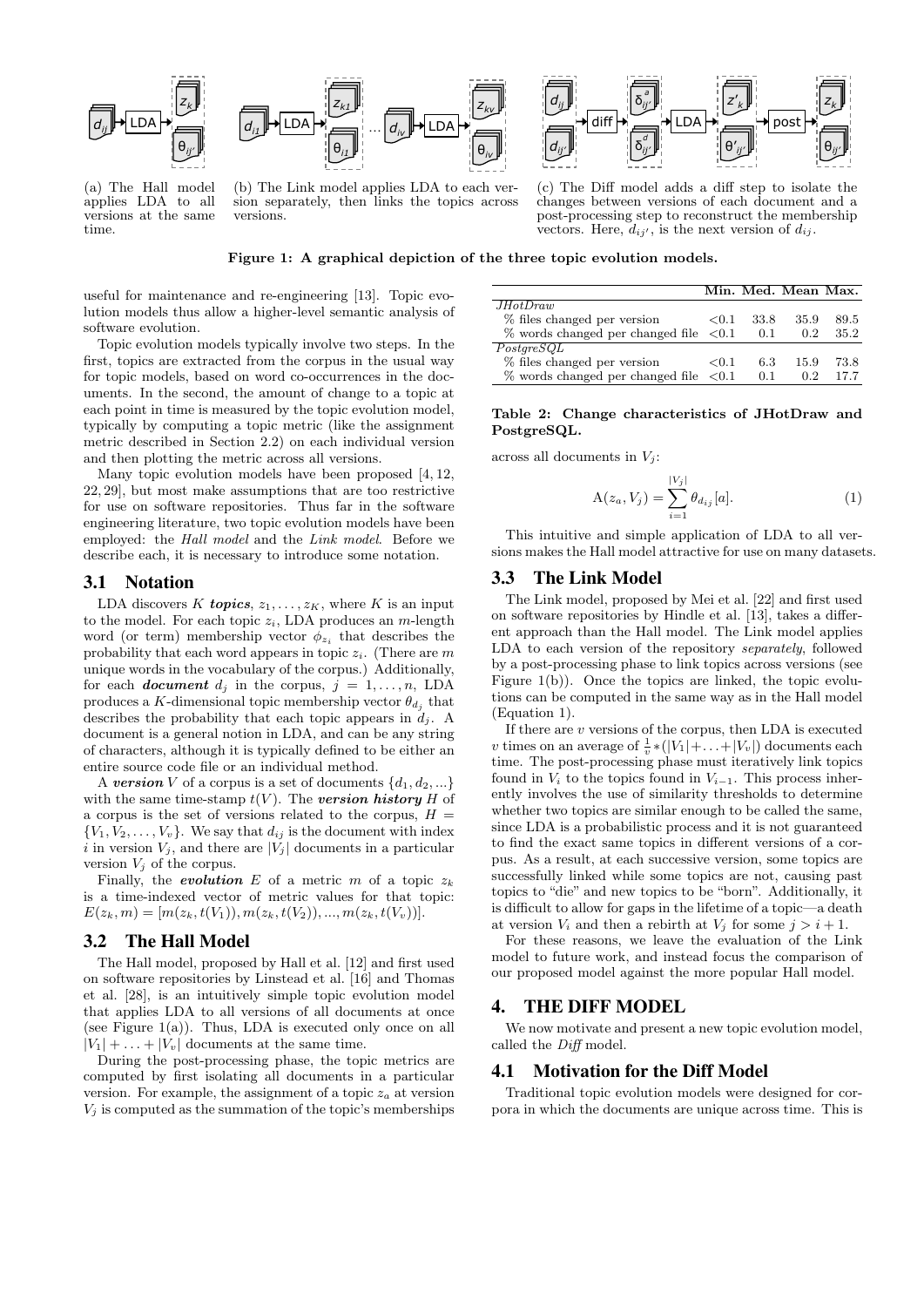(a) The Hall model applies LDA to all versions at the same time.

(b) The Link model applies LDA to each version separately, then links the topics across versions.

(c) The Diff model adds a diff step to isolate the changes between versions of each document and a post-processing step to reconstruct the membership vectors. Here, $d_{ij'}$, is the next version of $d_{ij}$.

**Figure 1: A graphical depiction of the three topic evolution models.**

useful for maintenance and re-engineering [13]. Topic evolution models thus allow a higher-level semantic analysis of software evolution.

Topic evolution models typically involve two steps. In the first, topics are extracted from the corpus in the usual way for topic models, based on word co-occurrences in the documents. In the second, the amount of change to a topic at each point in time is measured by the topic evolution model, typically by computing a topic metric (like the assignment metric described in Section 2.2) on each individual version and then plotting the metric across all versions.

Many topic evolution models have been proposed [4, 12, 22, 29], but most make assumptions that are too restrictive for use on software repositories. Thus far in the software engineering literature, two topic evolution models have been employed: the *Hall model* and the *Link model*. Before we describe each, it is necessary to introduce some notation.

## 3.1 Notation

LDA discovers $K$ ***topics***, $z_1, \ldots, z_K$, where $K$ is an input to the model. For each topic $z_i$, LDA produces an $m$-length word (or term) membership vector $\phi_{z_i}$ that describes the probability that each word appears in topic $z_i$. (There are $m$ unique words in the vocabulary of the corpus.) Additionally, for each ***document*** $d_j$ in the corpus, $j = 1, \ldots, n$, LDA produces a $K$-dimensional topic membership vector $\theta_{d_j}$ that describes the probability that each topic appears in $d_j$. A document is a general notion in LDA, and can be any string of characters, although it is typically defined to be either an entire source code file or an individual method.

A ***version*** $V$ of a corpus is a set of documents $\{d_1, d_2, ...\}$ with the same time-stamp $t(V)$. The ***version history*** $H$ of a corpus is the set of versions related to the corpus, $H = \{V_1, V_2, \ldots, V_v\}$. We say that $d_{ij}$ is the document with index $i$ in version $V_j$, and there are $|V_j|$ documents in a particular version $V_j$ of the corpus.

Finally, the ***evolution*** $E$ of a metric $m$ of a topic $z_k$ is a time-indexed vector of metric values for that topic: $E(z_k, m) = [m(z_k, t(V_1)), m(z_k, t(V_2)), ..., m(z_k, t(V_v))]$.

## 3.2 The Hall Model

The Hall model, proposed by Hall et al. [12] and first used on software repositories by Linstead et al. [16] and Thomas et al. [28], is an intuitively simple topic evolution model that applies LDA to all versions of all documents at once (see Figure 1(a)). Thus, LDA is executed only once on all $|V_1| + \ldots + |V_v|$ documents at the same time.

During the post-processing phase, the topic metrics are computed by first isolating all documents in a particular version. For example, the assignment of a topic $z_a$ at version $V_j$ is computed as the summation of the topic's memberships across all documents in $V_j$:

$$\mathrm{A}(z_a, V_j) = \sum_{i=1}^{|V_j|} \theta_{d_{ij}}[a]. \tag{1}$$

This intuitive and simple application of LDA to all versions makes the Hall model attractive for use on many datasets.

| | Min. | Med. | Mean | Max. |
|---|---|---|---|---|
| *JHotDraw* | | | | |
| % files changed per version | <0.1 | 33.8 | 35.9 | 89.5 |
| % words changed per changed file | <0.1 | 0.1 | 0.2 | 35.2 |
| *PostgreSQL* | | | | |
| % files changed per version | <0.1 | 6.3 | 15.9 | 73.8 |
| % words changed per changed file | <0.1 | 0.1 | 0.2 | 17.7 |

**Table 2: Change characteristics of JHotDraw and PostgreSQL.**

## 3.3 The Link Model

The Link model, proposed by Mei et al. [22] and first used on software repositories by Hindle et al. [13], takes a different approach than the Hall model. The Link model applies LDA to each version of the repository *separately*, followed by a post-processing phase to link topics across versions (see Figure 1(b)). Once the topics are linked, the topic evolutions can be computed in the same way as in the Hall model (Equation 1).

If there are $v$ versions of the corpus, then LDA is executed $v$ times on an average of $\frac{1}{v} * (|V_1| + \ldots + |V_v|)$ documents each time. The post-processing phase must iteratively link topics found in $V_i$ to the topics found in $V_{i-1}$. This process inherently involves the use of similarity thresholds to determine whether two topics are similar enough to be called the same, since LDA is a probabilistic process and it is not guaranteed to find the exact same topics in different versions of a corpus. As a result, at each successive version, some topics are successfully linked while some topics are not, causing past topics to "die" and new topics to be "born". Additionally, it is difficult to allow for gaps in the lifetime of a topic—a death at version $V_i$ and then a rebirth at $V_j$ for some $j > i + 1$.

For these reasons, we leave the evaluation of the Link model to future work, and instead focus the comparison of our proposed model against the more popular Hall model.

# 4. THE DIFF MODEL

We now motivate and present a new topic evolution model, called the *Diff* model.

## 4.1 Motivation for the Diff Model

Traditional topic evolution models were designed for corpora in which the documents are unique across time. This is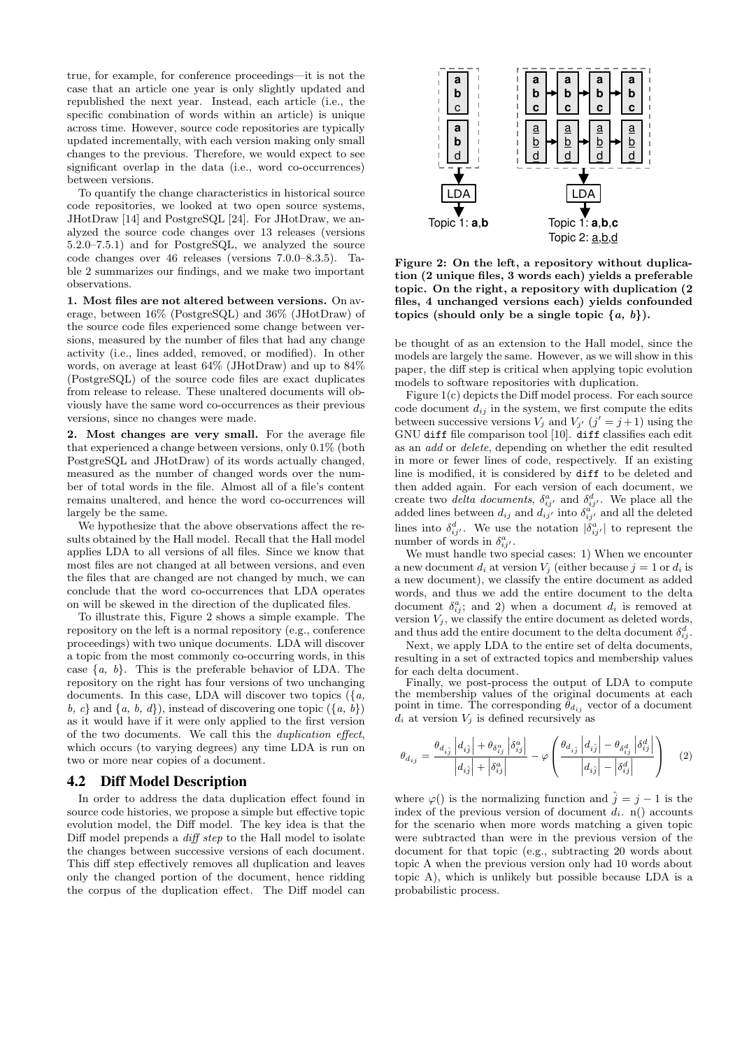true, for example, for conference proceedings—it is not the case that an article one year is only slightly updated and republished the next year. Instead, each article (i.e., the specific combination of words within an article) is unique across time. However, source code repositories are typically updated incrementally, with each version making only small changes to the previous. Therefore, we would expect to see significant overlap in the data (i.e., word co-occurrences) between versions.

To quantify the change characteristics in historical source code repositories, we looked at two open source systems, JHotDraw [14] and PostgreSQL [24]. For JHotDraw, we analyzed the source code changes over 13 releases (versions 5.2.0–7.5.1) and for PostgreSQL, we analyzed the source code changes over 46 releases (versions 7.0.0–8.3.5). Table 2 summarizes our findings, and we make two important observations.

**1. Most files are not altered between versions.** On average, between 16% (PostgreSQL) and 36% (JHotDraw) of the source code files experienced some change between versions, measured by the number of files that had any change activity (i.e., lines added, removed, or modified). In other words, on average at least 64% (JHotDraw) and up to 84% (PostgreSQL) of the source code files are exact duplicates from release to release. These unaltered documents will obviously have the same word co-occurrences as their previous versions, since no changes were made.

**2. Most changes are very small.** For the average file that experienced a change between versions, only 0.1% (both PostgreSQL and JHotDraw) of its words actually changed, measured as the number of changed words over the number of total words in the file. Almost all of a file's content remains unaltered, and hence the word co-occurrences will largely be the same.

We hypothesize that the above observations affect the results obtained by the Hall model. Recall that the Hall model applies LDA to all versions of all files. Since we know that most files are not changed at all between versions, and even the files that are changed are not changed by much, we can conclude that the word co-occurrences that LDA operates on will be skewed in the direction of the duplicated files.

To illustrate this, Figure 2 shows a simple example. The repository on the left is a normal repository (e.g., conference proceedings) with two unique documents. LDA will discover a topic from the most commonly co-occurring words, in this case $\{a, b\}$. This is the preferable behavior of LDA. The repository on the right has four versions of two unchanging documents. In this case, LDA will discover two topics ($\{a, b, c\}$ and $\{a, b, d\}$), instead of discovering one topic ($\{a, b\}$) as it would have if it were only applied to the first version of the two documents. We call this the *duplication effect*, which occurs (to varying degrees) any time LDA is run on two or more near copies of a document.

a b c
a b d
LDA
Topic 1: **a**,**b**

a b c → a b c → a b c → a b c
a b d → a b d → a b d → a b d
LDA
Topic 1: **a**,**b**,**c**
Topic 2: a,b,d

**Figure 2: On the left, a repository without duplication (2 unique files, 3 words each) yields a preferable topic. On the right, a repository with duplication (2 files, 4 unchanged versions each) yields confounded topics (should only be a single topic $\{a, b\}$).**

## 4.2 Diff Model Description

In order to address the data duplication effect found in source code histories, we propose a simple but effective topic evolution model, the Diff model. The key idea is that the Diff model prepends a *diff step* to the Hall model to isolate the changes between successive versions of each document. This diff step effectively removes all duplication and leaves only the changed portion of the document, hence ridding the corpus of the duplication effect. The Diff model can be thought of as an extension to the Hall model, since the models are largely the same. However, as we will show in this paper, the diff step is critical when applying topic evolution models to software repositories with duplication.

Figure 1(c) depicts the Diff model process. For each source code document $d_{ij}$ in the system, we first compute the edits between successive versions $V_j$ and $V_{j'}$ ($j' = j+1$) using the GNU `diff` file comparison tool [10]. `diff` classifies each edit as an *add* or *delete*, depending on whether the edit resulted in more or fewer lines of code, respectively. If an existing line is modified, it is considered by `diff` to be deleted and then added again. For each version of each document, we create two *delta documents*, $\delta^a_{ij'}$ and $\delta^d_{ij'}$. We place all the added lines between $d_{ij}$ and $d_{ij'}$ into $\delta^a_{ij'}$ and all the deleted lines into $\delta^d_{ij'}$. We use the notation $|\delta^a_{ij'}|$ to represent the number of words in $\delta^a_{ij'}$.

We must handle two special cases: 1) When we encounter a new document $d_i$ at version $V_j$ (either because $j = 1$ or $d_i$ is a new document), we classify the entire document as added words, and thus we add the entire document to the delta document $\delta^a_{ij}$; and 2) when a document $d_i$ is removed at version $V_j$, we classify the entire document as deleted words, and thus add the entire document to the delta document $\delta^d_{ij}$.

Next, we apply LDA to the entire set of delta documents, resulting in a set of extracted topics and membership values for each delta document.

Finally, we post-process the output of LDA to compute the membership values of the original documents at each point in time. The corresponding $\theta_{d_{ij}}$ vector of a document $d_i$ at version $V_j$ is defined recursively as

$$\theta_{d_{ij}} = \frac{\theta_{d_{i\hat{j}}}\left|d_{i\hat{j}}\right| + \theta_{\delta^a_{ij}}\left|\delta^a_{ij}\right|}{\left|d_{i\hat{j}}\right| + \left|\delta^a_{ij}\right|} - \varphi\left(\frac{\theta_{d_{i\hat{j}}}\left|d_{i\hat{j}}\right| - \theta_{\delta^d_{ij}}\left|\delta^d_{ij}\right|}{\left|d_{i\hat{j}}\right| - \left|\delta^d_{ij}\right|}\right) \quad (2)$$

where $\varphi()$ is the normalizing function and $\hat{j} = j - 1$ is the index of the previous version of document $d_i$. n() accounts for the scenario when more words matching a given topic were subtracted than were in the previous version of the document for that topic (e.g., subtracting 20 words about topic A when the previous version only had 10 words about topic A), which is unlikely but possible because LDA is a probabilistic process.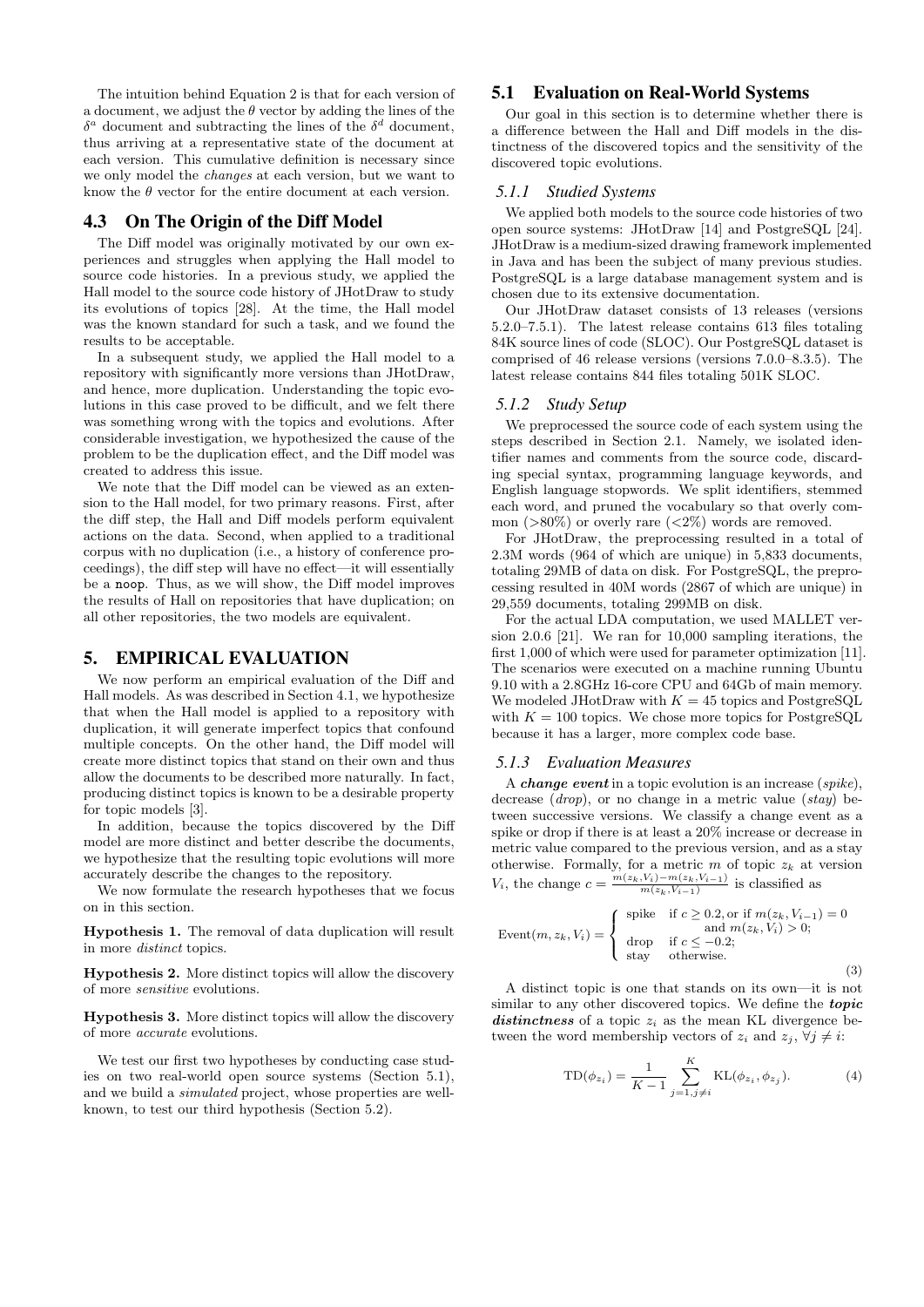The intuition behind Equation 2 is that for each version of a document, we adjust the $\theta$ vector by adding the lines of the $\delta^a$ document and subtracting the lines of the $\delta^d$ document, thus arriving at a representative state of the document at each version. This cumulative definition is necessary since we only model the *changes* at each version, but we want to know the $\theta$ vector for the entire document at each version.

## 4.3 On The Origin of the Diff Model

The Diff model was originally motivated by our own experiences and struggles when applying the Hall model to source code histories. In a previous study, we applied the Hall model to the source code history of JHotDraw to study its evolutions of topics [28]. At the time, the Hall model was the known standard for such a task, and we found the results to be acceptable.

In a subsequent study, we applied the Hall model to a repository with significantly more versions than JHotDraw, and hence, more duplication. Understanding the topic evolutions in this case proved to be difficult, and we felt there was something wrong with the topics and evolutions. After considerable investigation, we hypothesized the cause of the problem to be the duplication effect, and the Diff model was created to address this issue.

We note that the Diff model can be viewed as an extension to the Hall model, for two primary reasons. First, after the diff step, the Hall and Diff models perform equivalent actions on the data. Second, when applied to a traditional corpus with no duplication (i.e., a history of conference proceedings), the diff step will have no effect—it will essentially be a `noop`. Thus, as we will show, the Diff model improves the results of Hall on repositories that have duplication; on all other repositories, the two models are equivalent.

# 5. EMPIRICAL EVALUATION

We now perform an empirical evaluation of the Diff and Hall models. As was described in Section 4.1, we hypothesize that when the Hall model is applied to a repository with duplication, it will generate imperfect topics that confound multiple concepts. On the other hand, the Diff model will create more distinct topics that stand on their own and thus allow the documents to be described more naturally. In fact, producing distinct topics is known to be a desirable property for topic models [3].

In addition, because the topics discovered by the Diff model are more distinct and better describe the documents, we hypothesize that the resulting topic evolutions will more accurately describe the changes to the repository.

We now formulate the research hypotheses that we focus on in this section.

**Hypothesis 1.** The removal of data duplication will result in more *distinct* topics.

**Hypothesis 2.** More distinct topics will allow the discovery of more *sensitive* evolutions.

**Hypothesis 3.** More distinct topics will allow the discovery of more *accurate* evolutions.

We test our first two hypotheses by conducting case studies on two real-world open source systems (Section 5.1), and we build a *simulated* project, whose properties are well-known, to test our third hypothesis (Section 5.2).

## 5.1 Evaluation on Real-World Systems

Our goal in this section is to determine whether there is a difference between the Hall and Diff models in the distinctness of the discovered topics and the sensitivity of the discovered topic evolutions.

### 5.1.1 Studied Systems

We applied both models to the source code histories of two open source systems: JHotDraw [14] and PostgreSQL [24]. JHotDraw is a medium-sized drawing framework implemented in Java and has been the subject of many previous studies. PostgreSQL is a large database management system and is chosen due to its extensive documentation.

Our JHotDraw dataset consists of 13 releases (versions 5.2.0–7.5.1). The latest release contains 613 files totaling 84K source lines of code (SLOC). Our PostgreSQL dataset is comprised of 46 release versions (versions 7.0.0–8.3.5). The latest release contains 844 files totaling 501K SLOC.

### 5.1.2 Study Setup

We preprocessed the source code of each system using the steps described in Section 2.1. Namely, we isolated identifier names and comments from the source code, discarding special syntax, programming language keywords, and English language stopwords. We split identifiers, stemmed each word, and pruned the vocabulary so that overly common (>80%) or overly rare (<2%) words are removed.

For JHotDraw, the preprocessing resulted in a total of 2.3M words (964 of which are unique) in 5,833 documents, totaling 29MB of data on disk. For PostgreSQL, the preprocessing resulted in 40M words (2867 of which are unique) in 29,559 documents, totaling 299MB on disk.

For the actual LDA computation, we used MALLET version 2.0.6 [21]. We ran for 10,000 sampling iterations, the first 1,000 of which were used for parameter optimization [11]. The scenarios were executed on a machine running Ubuntu 9.10 with a 2.8GHz 16-core CPU and 64Gb of main memory. We modeled JHotDraw with $K = 45$ topics and PostgreSQL with $K = 100$ topics. We chose more topics for PostgreSQL because it has a larger, more complex code base.

### 5.1.3 Evaluation Measures

A ***change event*** in a topic evolution is an increase (*spike*), decrease (*drop*), or no change in a metric value (*stay*) between successive versions. We classify a change event as a spike or drop if there is at least a 20% increase or decrease in metric value compared to the previous version, and as a stay otherwise. Formally, for a metric $m$ of topic $z_k$ at version $V_i$, the change $c = \frac{m(z_k,V_i)-m(z_k,V_{i-1})}{m(z_k,V_{i-1})}$ is classified as

$$\text{Event}(m, z_k, V_i) = \begin{cases} \text{spike} & \text{if } c \geq 0.2, \text{or if } m(z_k, V_{i-1}) = 0 \\ & \quad \text{and } m(z_k, V_i) > 0; \\ \text{drop} & \text{if } c \leq -0.2; \\ \text{stay} & \text{otherwise.} \end{cases} \tag{3}$$

A distinct topic is one that stands on its own—it is not similar to any other discovered topics. We define the ***topic distinctness*** of a topic $z_i$ as the mean KL divergence between the word membership vectors of $z_i$ and $z_j$, $\forall j \neq i$:

$$\text{TD}(\phi_{z_i}) = \frac{1}{K-1} \sum_{j=1, j \neq i}^{K} \text{KL}(\phi_{z_i}, \phi_{z_j}). \tag{4}$$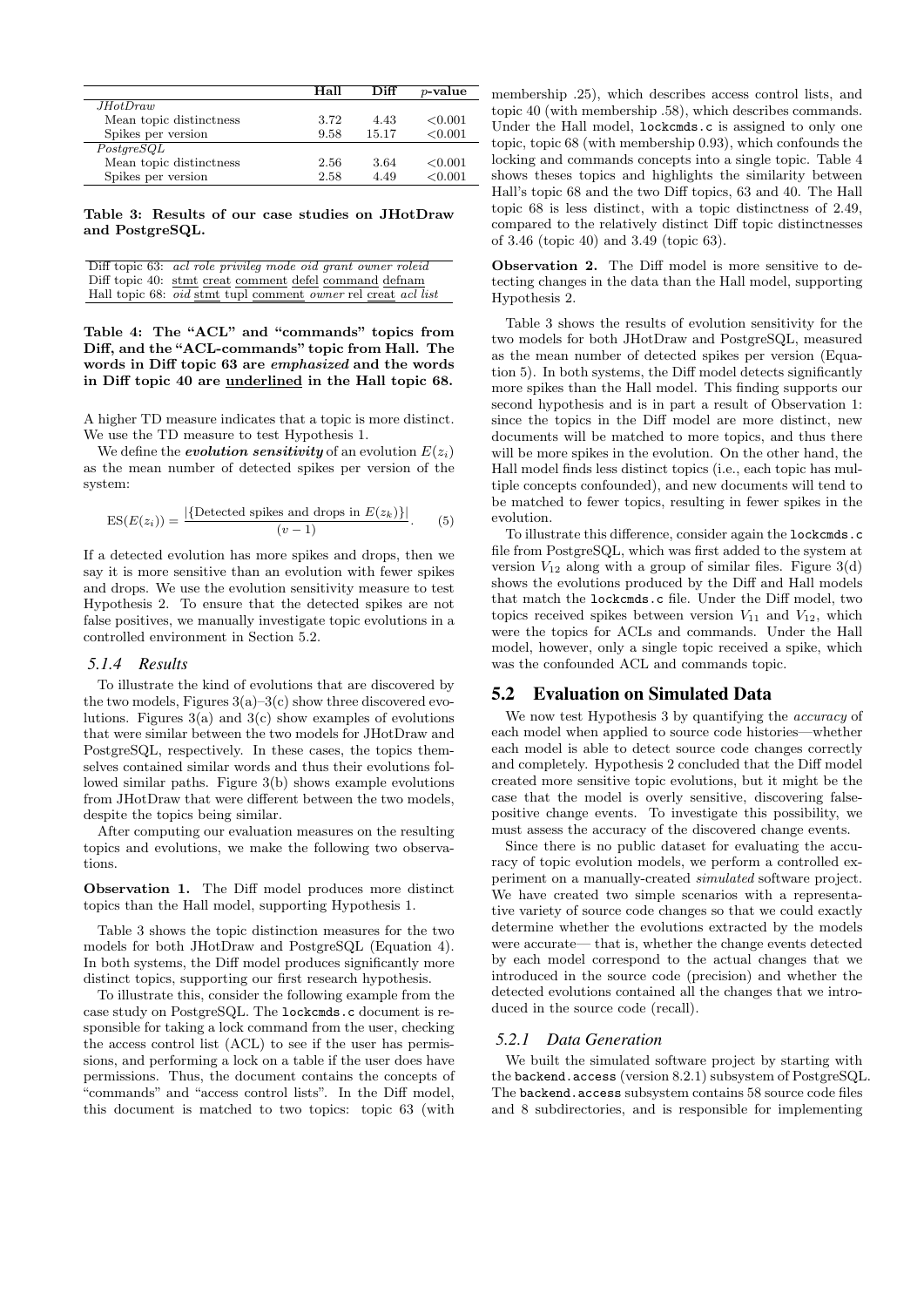| | Hall | Diff | $p$-value |
|---|---|---|---|
| *JHotDraw* | | | |
| Mean topic distinctness | 3.72 | 4.43 | <0.001 |
| Spikes per version | 9.58 | 15.17 | <0.001 |
| *PostgreSQL* | | | |
| Mean topic distinctness | 2.56 | 3.64 | <0.001 |
| Spikes per version | 2.58 | 4.49 | <0.001 |

**Table 3: Results of our case studies on JHotDraw and PostgreSQL.**

| | |
|---|---|
| Diff topic 63: | *acl role privileg mode oid grant owner roleid* |
| Diff topic 40: | stmt creat comment defel command defnam |
| Hall topic 68: | *oid* stmt tupl comment *owner* rel creat *acl list* |

**Table 4: The "ACL" and "commands" topics from Diff, and the "ACL-commands" topic from Hall. The words in Diff topic 63 are *emphasized* and the words in Diff topic 40 are underlined in the Hall topic 68.**

A higher TD measure indicates that a topic is more distinct. We use the TD measure to test Hypothesis 1.

We define the ***evolution sensitivity*** of an evolution $E(z_i)$ as the mean number of detected spikes per version of the system:

$$\text{ES}(E(z_i)) = \frac{|\{\text{Detected spikes and drops in } E(z_k)\}|}{(v-1)}. \quad (5)$$

If a detected evolution has more spikes and drops, then we say it is more sensitive than an evolution with fewer spikes and drops. We use the evolution sensitivity measure to test Hypothesis 2. To ensure that the detected spikes are not false positives, we manually investigate topic evolutions in a controlled environment in Section 5.2.

### *5.1.4 Results*

To illustrate the kind of evolutions that are discovered by the two models, Figures 3(a)–3(c) show three discovered evolutions. Figures 3(a) and 3(c) show examples of evolutions that were similar between the two models for JHotDraw and PostgreSQL, respectively. In these cases, the topics themselves contained similar words and thus their evolutions followed similar paths. Figure 3(b) shows example evolutions from JHotDraw that were different between the two models, despite the topics being similar.

After computing our evaluation measures on the resulting topics and evolutions, we make the following two observations.

**Observation 1.** The Diff model produces more distinct topics than the Hall model, supporting Hypothesis 1.

Table 3 shows the topic distinction measures for the two models for both JHotDraw and PostgreSQL (Equation 4). In both systems, the Diff model produces significantly more distinct topics, supporting our first research hypothesis.

To illustrate this, consider the following example from the case study on PostgreSQL. The `lockcmds.c` document is responsible for taking a lock command from the user, checking the access control list (ACL) to see if the user has permissions, and performing a lock on a table if the user does have permissions. Thus, the document contains the concepts of "commands" and "access control lists". In the Diff model, this document is matched to two topics: topic 63 (with membership .25), which describes access control lists, and topic 40 (with membership .58), which describes commands. Under the Hall model, `lockcmds.c` is assigned to only one topic, topic 68 (with membership 0.93), which confounds the locking and commands concepts into a single topic. Table 4 shows theses topics and highlights the similarity between Hall's topic 68 and the two Diff topics, 63 and 40. The Hall topic 68 is less distinct, with a topic distinctness of 2.49, compared to the relatively distinct Diff topic distinctnesses of 3.46 (topic 40) and 3.49 (topic 63).

**Observation 2.** The Diff model is more sensitive to detecting changes in the data than the Hall model, supporting Hypothesis 2.

Table 3 shows the results of evolution sensitivity for the two models for both JHotDraw and PostgreSQL, measured as the mean number of detected spikes per version (Equation 5). In both systems, the Diff model detects significantly more spikes than the Hall model. This finding supports our second hypothesis and is in part a result of Observation 1: since the topics in the Diff model are more distinct, new documents will be matched to more topics, and thus there will be more spikes in the evolution. On the other hand, the Hall model finds less distinct topics (i.e., each topic has multiple concepts confounded), and new documents will tend to be matched to fewer topics, resulting in fewer spikes in the evolution.

To illustrate this difference, consider again the `lockcmds.c` file from PostgreSQL, which was first added to the system at version $V_{12}$ along with a group of similar files. Figure 3(d) shows the evolutions produced by the Diff and Hall models that match the `lockcmds.c` file. Under the Diff model, two topics received spikes between version $V_{11}$ and $V_{12}$, which were the topics for ACLs and commands. Under the Hall model, however, only a single topic received a spike, which was the confounded ACL and commands topic.

## 5.2 Evaluation on Simulated Data

We now test Hypothesis 3 by quantifying the *accuracy* of each model when applied to source code histories—whether each model is able to detect source code changes correctly and completely. Hypothesis 2 concluded that the Diff model created more sensitive topic evolutions, but it might be the case that the model is overly sensitive, discovering false-positive change events. To investigate this possibility, we must assess the accuracy of the discovered change events.

Since there is no public dataset for evaluating the accuracy of topic evolution models, we perform a controlled experiment on a manually-created *simulated* software project. We have created two simple scenarios with a representative variety of source code changes so that we could exactly determine whether the evolutions extracted by the models were accurate— that is, whether the change events detected by each model correspond to the actual changes that we introduced in the source code (precision) and whether the detected evolutions contained all the changes that we introduced in the source code (recall).

### *5.2.1 Data Generation*

We built the simulated software project by starting with the `backend.access` (version 8.2.1) subsystem of PostgreSQL. The `backend.access` subsystem contains 58 source code files and 8 subdirectories, and is responsible for implementing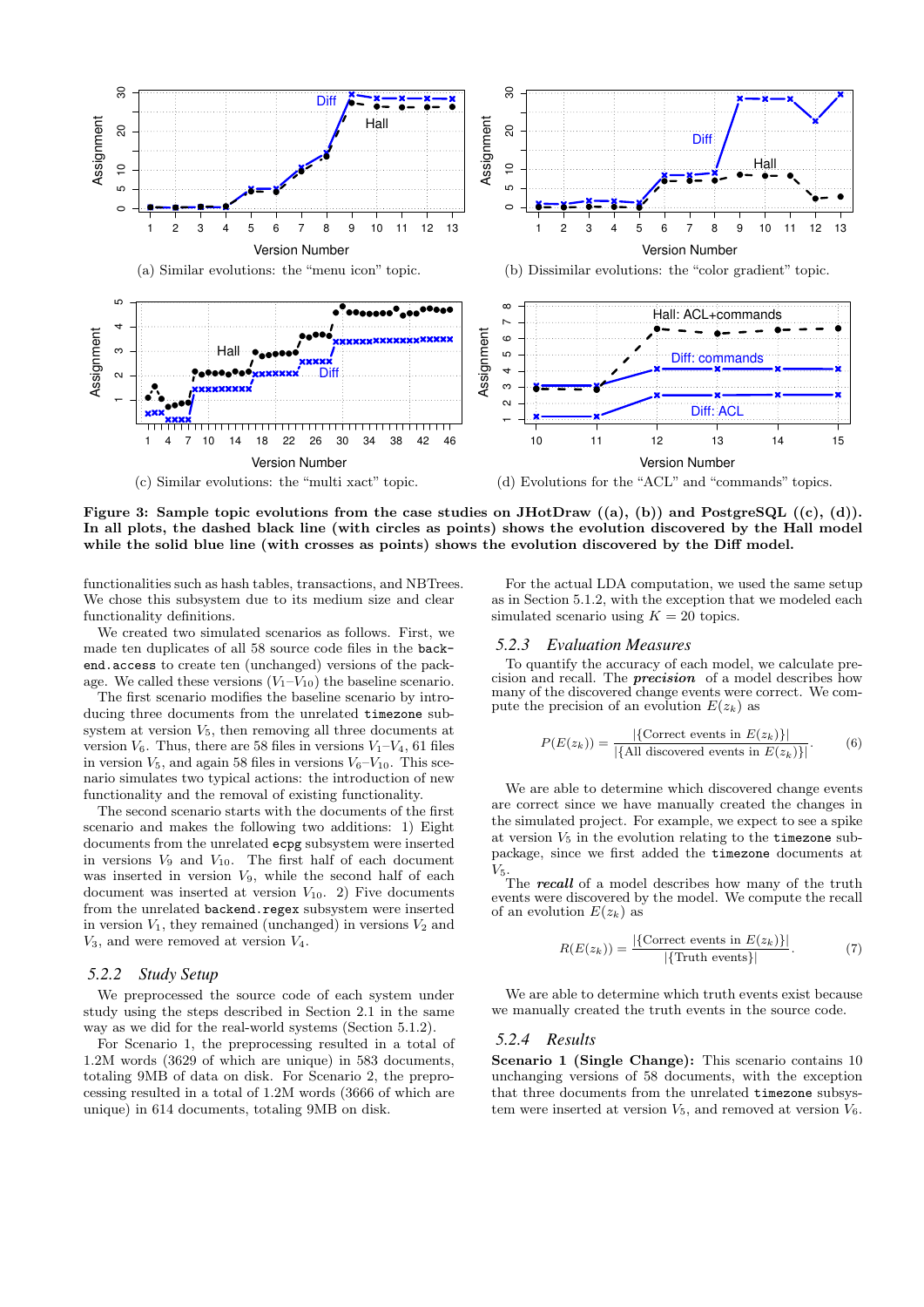(a) Similar evolutions: the "menu icon" topic.

(b) Dissimilar evolutions: the "color gradient" topic.

(c) Similar evolutions: the "multi xact" topic.

(d) Evolutions for the "ACL" and "commands" topics.

**Figure 3: Sample topic evolutions from the case studies on JHotDraw ((a), (b)) and PostgreSQL ((c), (d)). In all plots, the dashed black line (with circles as points) shows the evolution discovered by the Hall model while the solid blue line (with crosses as points) shows the evolution discovered by the Diff model.**

functionalities such as hash tables, transactions, and NBTrees. We chose this subsystem due to its medium size and clear functionality definitions.

We created two simulated scenarios as follows. First, we made ten duplicates of all 58 source code files in the `backend.access` to create ten (unchanged) versions of the package. We called these versions ($V_1$–$V_{10}$) the baseline scenario.

The first scenario modifies the baseline scenario by introducing three documents from the unrelated `timezone` subsystem at version $V_5$, then removing all three documents at version $V_6$. Thus, there are 58 files in versions $V_1$–$V_4$, 61 files in version $V_5$, and again 58 files in $V_6$–$V_{10}$. This scenario simulates two typical actions: the introduction of new functionality and the removal of existing functionality.

The second scenario starts with the documents of the first scenario and makes the following two additions: 1) Eight documents from the unrelated `ecpg` subsystem were inserted in versions $V_9$ and $V_{10}$. The first half of each document was inserted in version $V_9$, while the second half of each document was inserted at version $V_{10}$. 2) Five documents from the unrelated `backend.regex` subsystem were inserted in version $V_1$, they remained (unchanged) in versions $V_2$ and $V_3$, and were removed at version $V_4$.

### 5.2.2 Study Setup

We preprocessed the source code of each system under study using the steps described in Section 2.1 in the same way as we did for the real-world systems (Section 5.1.2).

For Scenario 1, the preprocessing resulted in a total of 1.2M words (3629 of which are unique) in 583 documents, totaling 9MB of data on disk. For Scenario 2, the preprocessing resulted in a total of 1.2M words (3666 of which are unique) in 614 documents, totaling 9MB on disk.

For the actual LDA computation, we used the same setup as in Section 5.1.2, with the exception that we modeled each simulated scenario using $K = 20$ topics.

### 5.2.3 Evaluation Measures

To quantify the accuracy of each model, we calculate precision and recall. The ***precision*** of a model describes how many of the discovered change events were correct. We compute the precision of an evolution $E(z_k)$ as

$$P(E(z_k)) = \frac{|\{\text{Correct events in } E(z_k)\}|}{|\{\text{All discovered events in } E(z_k)\}|}. \quad (6)$$

We are able to determine which discovered change events are correct since we have manually created the changes in the simulated project. For example, we expect to see a spike at version $V_5$ in the evolution relating to the `timezone` subpackage, since we first added the `timezone` documents at $V_5$.

The ***recall*** of a model describes how many of the truth events were discovered by the model. We compute the recall of an evolution $E(z_k)$ as

$$R(E(z_k)) = \frac{|\{\text{Correct events in } E(z_k)\}|}{|\{\text{Truth events}\}|}. \quad (7)$$

We are able to determine which truth events exist because we manually created the truth events in the source code.

### 5.2.4 Results

**Scenario 1 (Single Change):** This scenario contains 10 unchanging versions of 58 documents, with the exception that three documents from the unrelated `timezone` subsystem were inserted at version $V_5$, and removed at version $V_6$.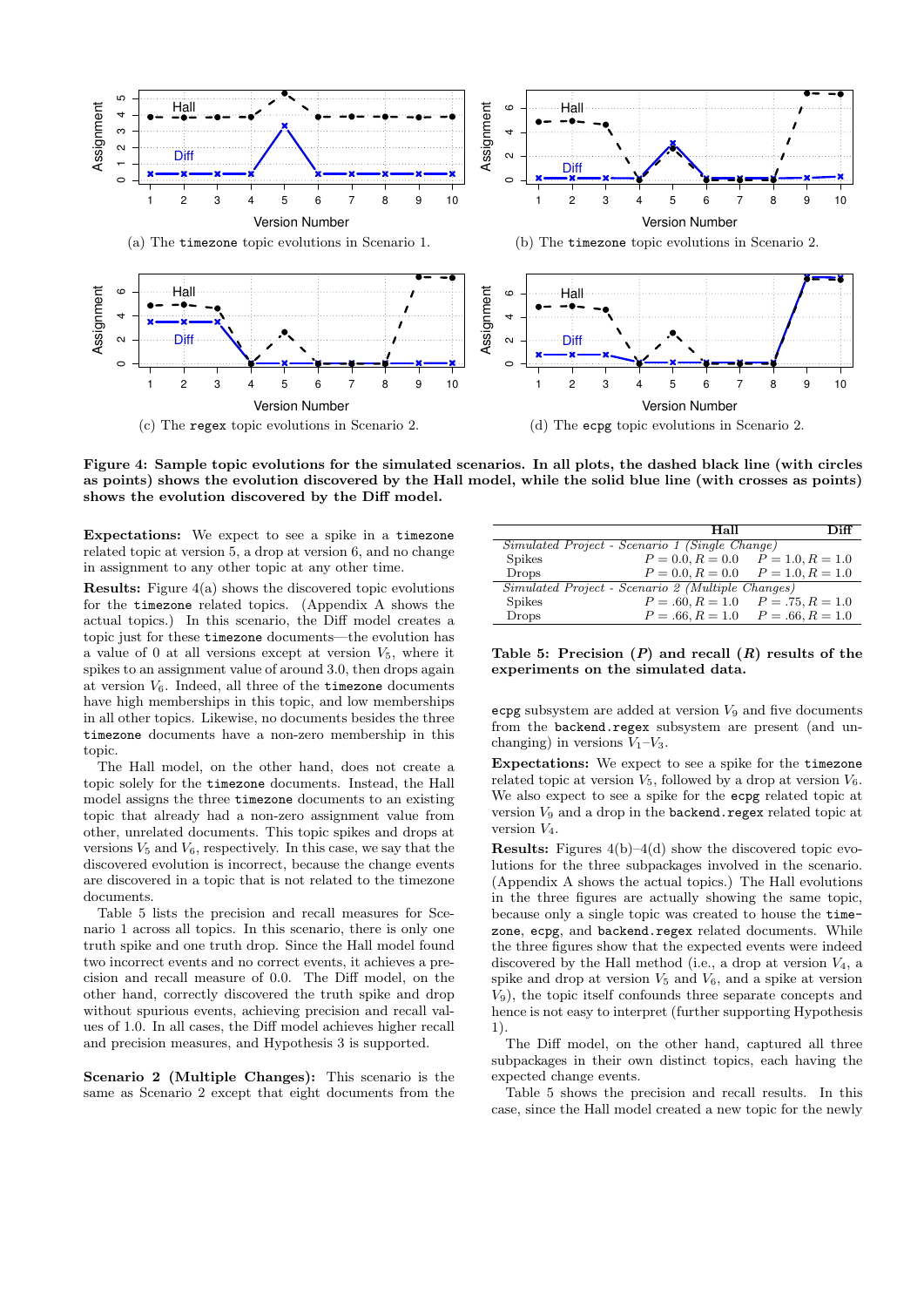(a) The `timezone` topic evolutions in Scenario 1.

(b) The `timezone` topic evolutions in Scenario 2.

(c) The `regex` topic evolutions in Scenario 2.

(d) The `ecpg` topic evolutions in Scenario 2.

**Figure 4: Sample topic evolutions for the simulated scenarios. In all plots, the dashed black line (with circles as points) shows the evolution discovered by the Hall model, while the solid blue line (with crosses as points) shows the evolution discovered by the Diff model.**

**Expectations:** We expect to see a spike in a `timezone` related topic at version 5, a drop at version 6, and no change in assignment to any other topic at any other time.

**Results:** Figure 4(a) shows the discovered topic evolutions for the `timezone` related topics. (Appendix A shows the actual topics.) In this scenario, the Diff model creates a topic just for these `timezone` documents—the evolution has a value of 0 at all versions except at version $V_5$, where it spikes to an assignment value of around 3.0, then drops again at version $V_6$. Indeed, all three of the `timezone` documents have high memberships in this topic, and low memberships in all other topics. Likewise, no documents besides the three `timezone` documents have a non-zero membership in this topic.

The Hall model, on the other hand, does not create a topic solely for the `timezone` documents. Instead, the Hall model assigns the three `timezone` documents to an existing topic that already had a non-zero assignment value from other, unrelated documents. This topic spikes and drops at versions $V_5$ and $V_6$, respectively. In this case, we say that the discovered evolution is incorrect, because the change events are discovered in a topic that is not related to the timezone documents.

Table 5 lists the precision and recall measures for Scenario 1 across all topics. In this scenario, there is only one truth spike and one truth drop. Since the Hall model found two incorrect events and no correct events, it achieves a precision and recall measure of 0.0. The Diff model, on the other hand, correctly discovered the truth spike and drop without spurious events, achieving precision and recall values of 1.0. In all cases, the Diff model achieves higher recall and precision measures, and Hypothesis 3 is supported.

**Scenario 2 (Multiple Changes):** This scenario is the same as Scenario 2 except that eight documents from the `ecpg` subsystem are added at version $V_9$ and five documents from the `backend.regex` subsystem are present (and unchanging) in versions $V_1$–$V_3$.

| | Hall | Diff |
|---|---|---|
| *Simulated Project - Scenario 1 (Single Change)* | | |
| Spikes | $P = 0.0, R = 0.0$ | $P = 1.0, R = 1.0$ |
| Drops | $P = 0.0, R = 0.0$ | $P = 1.0, R = 1.0$ |
| *Simulated Project - Scenario 2 (Multiple Changes)* | | |
| Spikes | $P = .60, R = 1.0$ | $P = .75, R = 1.0$ |
| Drops | $P = .66, R = 1.0$ | $P = .66, R = 1.0$ |

**Table 5: Precision ($P$) and recall ($R$) results of the experiments on the simulated data.**

**Expectations:** We expect to see a spike for the `timezone` related topic at version $V_5$, followed by a drop at version $V_6$. We also expect to see a spike for the `ecpg` related topic at version $V_9$ and a drop in the `backend.regex` related topic at version $V_4$.

**Results:** Figures 4(b)–4(d) show the discovered topic evolutions for the three subpackages involved in the scenario. (Appendix A shows the actual topics.) The Hall evolutions in the three figures are actually showing the same topic, because only a single topic was created to house the `timezone`, `ecpg`, and `backend.regex` related documents. While the three figures show that the expected events were indeed discovered by the Hall method (i.e., a drop at version $V_4$, a spike and drop at version $V_5$ and $V_6$, and a spike at version $V_9$), the topic itself confounds three separate concepts and hence is not easy to interpret (further supporting Hypothesis 1).

The Diff model, on the other hand, captured all three subpackages in their own distinct topics, each having the expected change events.

Table 5 shows the precision and recall results. In this case, since the Hall model created a new topic for the newly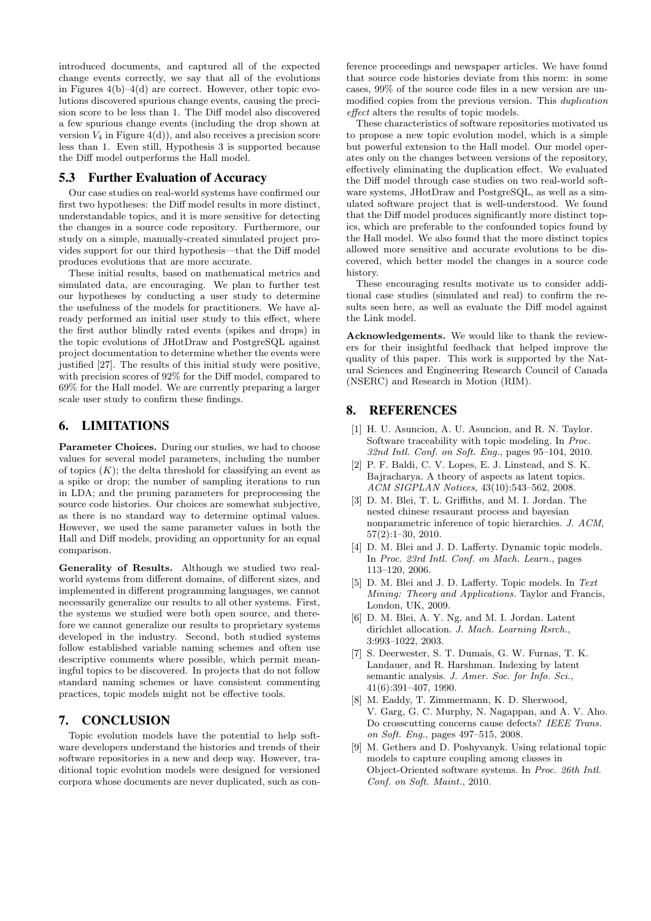introduced documents, and captured all of the expected change events correctly, we say that all of the evolutions in Figures 4(b)–4(d) are correct. However, other topic evolutions discovered spurious change events, causing the precision score to be less than 1. The Diff model also discovered a few spurious change events (including the drop shown at version $V_4$ in Figure 4(d)), and also receives a precision score less than 1. Even still, Hypothesis 3 is supported because the Diff model outperforms the Hall model.

### 5.3 Further Evaluation of Accuracy

Our case studies on real-world systems have confirmed our first two hypotheses: the Diff model results in more distinct, understandable topics, and it is more sensitive for detecting the changes in a source code repository. Furthermore, our study on a simple, manually-created simulated project provides support for our third hypothesis—that the Diff model produces evolutions that are more accurate.

These initial results, based on mathematical metrics and simulated data, are encouraging. We plan to further test our hypotheses by conducting a user study to determine the usefulness of the models for practitioners. We have already performed an initial user study to this effect, where the first author blindly rated events (spikes and drops) in the topic evolutions of JHotDraw and PostgreSQL against project documentation to determine whether the events were justified [27]. The results of this initial study were positive, with precision scores of 92% for the Diff model, compared to 69% for the Hall model. We are currently preparing a larger scale user study to confirm these findings.

## 6. LIMITATIONS

**Parameter Choices.** During our studies, we had to choose values for several model parameters, including the number of topics ($K$); the delta threshold for classifying an event as a spike or drop; the number of sampling iterations to run in LDA; and the pruning parameters for preprocessing the source code histories. Our choices are somewhat subjective, as there is no standard way to determine optimal values. However, we used the same parameter values in both the Hall and Diff models, providing an opportunity for an equal comparison.

**Generality of Results.** Although we studied two real-world systems from different domains, of different sizes, and implemented in different programming languages, we cannot necessarily generalize our results to all other systems. First, the systems we studied were both open source, and therefore we cannot generalize our results to proprietary systems developed in the industry. Second, both studied systems follow established variable naming schemes and often use descriptive comments where possible, which permit meaningful topics to be discovered. In projects that do not follow standard naming schemes or have consistent commenting practices, topic models might not be effective tools.

## 7. CONCLUSION

Topic evolution models have the potential to help software developers understand the histories and trends of their software repositories in a new and deep way. However, traditional topic evolution models were designed for versioned corpora whose documents are never duplicated, such as conference proceedings and newspaper articles. We have found that source code histories deviate from this norm: in some cases, 99% of the source code files in a new version are unmodified copies from the previous version. This *duplication effect* alters the results of topic models.

These characteristics of software repositories motivated us to propose a new topic evolution model, which is a simple but powerful extension to the Hall model. Our model operates only on the changes between versions of the repository, effectively eliminating the duplication effect. We evaluated the Diff model through case studies on two real-world software systems, JHotDraw and PostgreSQL, as well as a simulated software project that is well-understood. We found that the Diff model produces significantly more distinct topics, which are preferable to the confounded topics found by the Hall model. We also found that the more distinct topics allowed more sensitive and accurate evolutions to be discovered, which better model the changes in a source code history.

These encouraging results motivate us to consider additional case studies (simulated and real) to confirm the results seen here, as well as evaluate the Diff model against the Link model.

**Acknowledgements.** We would like to thank the reviewers for their insightful feedback that helped improve the quality of this paper. This work is supported by the Natural Sciences and Engineering Research Council of Canada (NSERC) and Research in Motion (RIM).

## 8. REFERENCES

[1] H. U. Asuncion, A. U. Asuncion, and R. N. Taylor. Software traceability with topic modeling. In *Proc. 32nd Intl. Conf. on Soft. Eng.*, pages 95–104, 2010.

[2] P. F. Baldi, C. V. Lopes, E. J. Linstead, and S. K. Bajracharya. A theory of aspects as latent topics. *ACM SIGPLAN Notices*, 43(10):543–562, 2008.

[3] D. M. Blei, T. L. Griffiths, and M. I. Jordan. The nested chinese resaurant process and bayesian nonparametric inference of topic hierarchies. *J. ACM*, 57(2):1–30, 2010.

[4] D. M. Blei and J. D. Lafferty. Dynamic topic models. In *Proc. 23rd Intl. Conf. on Mach. Learn.*, pages 113–120, 2006.

[5] D. M. Blei and J. D. Lafferty. Topic models. In *Text Mining: Theory and Applications*. Taylor and Francis, London, UK, 2009.

[6] D. M. Blei, A. Y. Ng, and M. I. Jordan. Latent dirichlet allocation. *J. Mach. Learning Rsrch.*, 3:993–1022, 2003.

[7] S. Deerwester, S. T. Dumais, G. W. Furnas, T. K. Landauer, and R. Harshman. Indexing by latent semantic analysis. *J. Amer. Soc. for Info. Sci.*, 41(6):391–407, 1990.

[8] M. Eaddy, T. Zimmermann, K. D. Sherwood, V. Garg, G. C. Murphy, N. Nagappan, and A. V. Aho. Do crosscutting concerns cause defects? *IEEE Trans. on Soft. Eng.*, pages 497–515, 2008.

[9] M. Gethers and D. Poshyvanyk. Using relational topic models to capture coupling among classes in Object-Oriented software systems. In *Proc. 26th Intl. Conf. on Soft. Maint.*, 2010.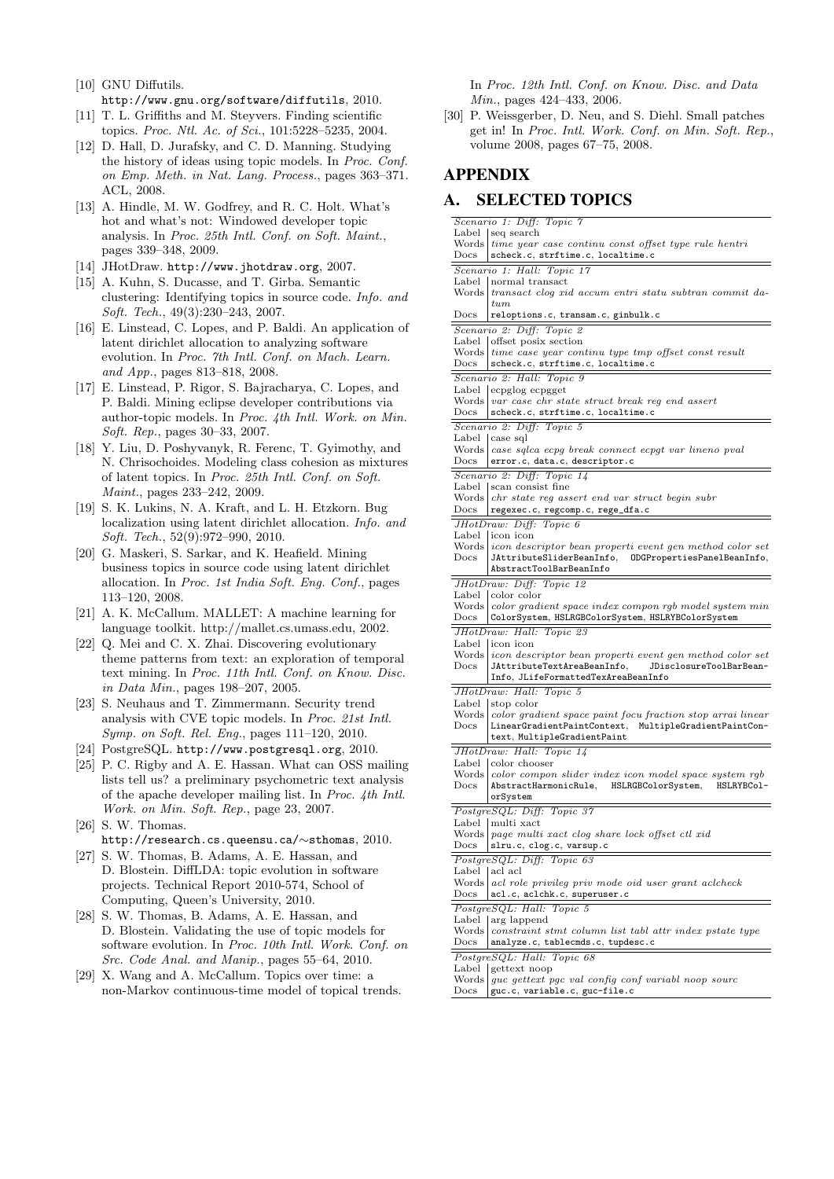[10] GNU Diffutils. http://www.gnu.org/software/diffutils, 2010.

[11] T. L. Griffiths and M. Steyvers. Finding scientific topics. *Proc. Ntl. Ac. of Sci.*, 101:5228–5235, 2004.

[12] D. Hall, D. Jurafsky, and C. D. Manning. Studying the history of ideas using topic models. In *Proc. Conf. on Emp. Meth. in Nat. Lang. Process.*, pages 363–371. ACL, 2008.

[13] A. Hindle, M. W. Godfrey, and R. C. Holt. What's hot and what's not: Windowed developer topic analysis. In *Proc. 25th Intl. Conf. on Soft. Maint.*, pages 339–348, 2009.

[14] JHotDraw. http://www.jhotdraw.org, 2007.

[15] A. Kuhn, S. Ducasse, and T. Girba. Semantic clustering: Identifying topics in source code. *Info. and Soft. Tech.*, 49(3):230–243, 2007.

[16] E. Linstead, C. Lopes, and P. Baldi. An application of latent dirichlet allocation to analyzing software evolution. In *Proc. 7th Intl. Conf. on Mach. Learn. and App.*, pages 813–818, 2008.

[17] E. Linstead, P. Rigor, S. Bajracharya, C. Lopes, and P. Baldi. Mining eclipse developer contributions via author-topic models. In *Proc. 4th Intl. Work. on Min. Soft. Rep.*, pages 30–33, 2007.

[18] Y. Liu, D. Poshyvanyk, R. Ferenc, T. Gyimothy, and N. Chrisochoides. Modeling class cohesion as mixtures of latent topics. In *Proc. 25th Intl. Conf. on Soft. Maint.*, pages 233–242, 2009.

[19] S. K. Lukins, N. A. Kraft, and L. H. Etzkorn. Bug localization using latent dirichlet allocation. *Info. and Soft. Tech.*, 52(9):972–990, 2010.

[20] G. Maskeri, S. Sarkar, and K. Heafield. Mining business topics in source code using latent dirichlet allocation. In *Proc. 1st India Soft. Eng. Conf.*, pages 113–120, 2008.

[21] A. K. McCallum. MALLET: A machine learning for language toolkit. http://mallet.cs.umass.edu, 2002.

[22] Q. Mei and C. X. Zhai. Discovering evolutionary theme patterns from text: an exploration of temporal text mining. In *Proc. 11th Intl. Conf. on Know. Disc. in Data Min.*, pages 198–207, 2005.

[23] S. Neuhaus and T. Zimmermann. Security trend analysis with CVE topic models. In *Proc. 21st Intl. Symp. on Soft. Rel. Eng.*, pages 111–120, 2010.

[24] PostgreSQL. http://www.postgresql.org, 2010.

[25] P. C. Rigby and A. E. Hassan. What can OSS mailing lists tell us? a preliminary psychometric text analysis of the apache developer mailing list. In *Proc. 4th Intl. Work. on Min. Soft. Rep.*, page 23, 2007.

[26] S. W. Thomas. http://research.cs.queensu.ca/~sthomas, 2010.

[27] S. W. Thomas, B. Adams, A. E. Hassan, and D. Blostein. DiffLDA: topic evolution in software projects. Technical Report 2010-574, School of Computing, Queen's University, 2010.

[28] S. W. Thomas, B. Adams, A. E. Hassan, and D. Blostein. Validating the use of topic models for software evolution. In *Proc. 10th Intl. Work. Conf. on Src. Code Anal. and Manip.*, pages 55–64, 2010.

[29] X. Wang and A. McCallum. Topics over time: a non-Markov continuous-time model of topical trends. In *Proc. 12th Intl. Conf. on Know. Disc. and Data Min.*, pages 424–433, 2006.

[30] P. Weissgerber, D. Neu, and S. Diehl. Small patches get in! In *Proc. Intl. Work. Conf. on Min. Soft. Rep.*, volume 2008, pages 67–75, 2008.

# APPENDIX

## A. SELECTED TOPICS

| | |
|---|---|
| *Scenario 1: Diff: Topic 7* | |
| Label | seq search |
| Words | *time year case continu const offset type rule hentri* |
| Docs | scheck.c, strftime.c, localtime.c |
| *Scenario 1: Hall: Topic 17* | |
| Label | normal transact |
| Words | *transact clog xid accum entri statu subtran commit datum* |
| Docs | reloptions.c, transam.c, ginbulk.c |
| *Scenario 2: Diff: Topic 2* | |
| Label | offset posix section |
| Words | *time case year continu type tmp offset const result* |
| Docs | scheck.c, strftime.c, localtime.c |
| *Scenario 2: Hall: Topic 9* | |
| Label | ecpglog ecpgget |
| Words | *var case chr state struct break reg end assert* |
| Docs | scheck.c, strftime.c, localtime.c |
| *Scenario 2: Diff: Topic 5* | |
| Label | case sql |
| Words | *case sqlca ecpg break connect ecpgt var lineno pval* |
| Docs | error.c, data.c, descriptor.c |
| *Scenario 2: Diff: Topic 14* | |
| Label | scan consist fine |
| Words | *chr state reg assert end var struct begin subr* |
| Docs | regexec.c, regcomp.c, rege_dfa.c |
| *JHotDraw: Diff: Topic 6* | |
| Label | icon icon |
| Words | *icon descriptor bean properti event gen method color set* |
| Docs | JAttributeSliderBeanInfo, ODGPropertiesPanelBeanInfo, AbstractToolBarBeanInfo |
| *JHotDraw: Diff: Topic 12* | |
| Label | color color |
| Words | *color gradient space index compon rgb model system min* |
| Docs | ColorSystem, HSLRGBColorSystem, HSLRYBColorSystem |
| *JHotDraw: Hall: Topic 23* | |
| Label | icon icon |
| Words | *icon descriptor bean properti event gen method color set* |
| Docs | JAttributeTextAreaBeanInfo, JDisclosureToolBarBeanInfo, JLifeFormattedTexAreaBeanInfo |
| *JHotDraw: Hall: Topic 5* | |
| Label | stop color |
| Words | *color gradient space paint focu fraction stop arrai linear* |
| Docs | LinearGradientPaintContext, MultipleGradientPaintContext, MultipleGradientPaint |
| *JHotDraw: Hall: Topic 14* | |
| Label | color chooser |
| Words | *color compon slider index icon model space system rgb* |
| Docs | AbstractHarmonicRule, HSLRGBColorSystem, HSLRYBColorSystem |
| *PostgreSQL: Diff: Topic 37* | |
| Label | multi xact |
| Words | *page multi xact clog share lock offset ctl xid* |
| Docs | slru.c, clog.c, varsup.c |
| *PostgreSQL: Diff: Topic 63* | |
| Label | acl acl |
| Words | *acl role privileg priv mode oid user grant aclcheck* |
| Docs | acl.c, aclchk.c, superuser.c |
| *PostgreSQL: Hall: Topic 5* | |
| Label | arg lappend |
| Words | *constraint stmt column list tabl attr index pstate type* |
| Docs | analyze.c, tablecmds.c, tupdesc.c |
| *PostgreSQL: Hall: Topic 68* | |
| Label | gettext noop |
| Words | *guc gettext pgc val config conf variabl noop sourc* |
| Docs | guc.c, variable.c, guc-file.c |